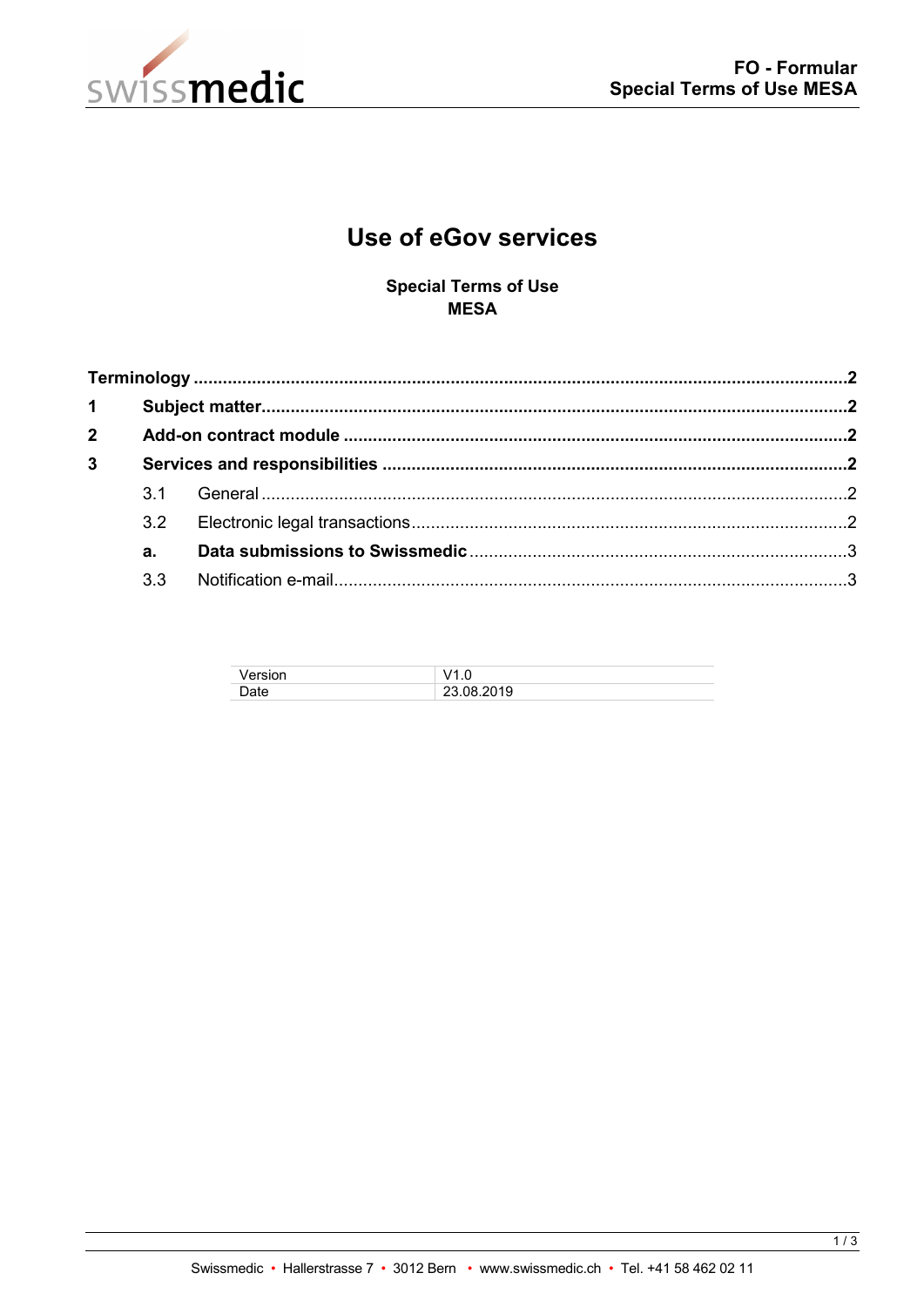FO - Formular
Special Terms of Use MESA

# Use of eGov services

**Special Terms of Use**
**MESA**

**Terminology** ..... **2**

**1 Subject matter** ..... **2**

**2 Add-on contract module** ..... **2**

**3 Services and responsibilities** ..... **2**

- 3.1 General ..... 2
- 3.2 Electronic legal transactions ..... 2
- **a. Data submissions to Swissmedic** ..... 3
- 3.3 Notification e-mail ..... 3

| Version | V1.0 |
|---|---|
| Date | 23.08.2019 |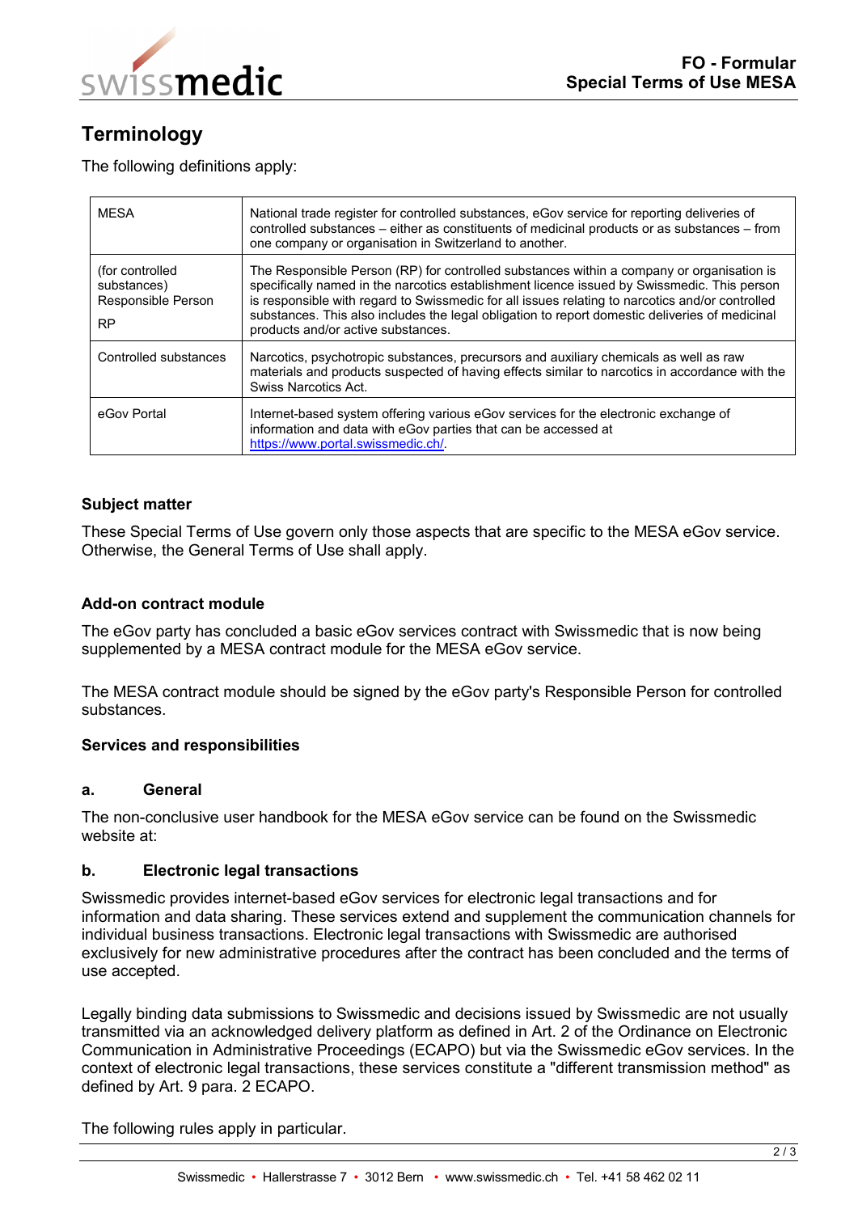## Terminology

The following definitions apply:

| | |
|---|---|
| MESA | National trade register for controlled substances, eGov service for reporting deliveries of controlled substances – either as constituents of medicinal products or as substances – from one company or organisation in Switzerland to another. |
| (for controlled substances) Responsible Person RP | The Responsible Person (RP) for controlled substances within a company or organisation is specifically named in the narcotics establishment licence issued by Swissmedic. This person is responsible with regard to Swissmedic for all issues relating to narcotics and/or controlled substances. This also includes the legal obligation to report domestic deliveries of medicinal products and/or active substances. |
| Controlled substances | Narcotics, psychotropic substances, precursors and auxiliary chemicals as well as raw materials and products suspected of having effects similar to narcotics in accordance with the Swiss Narcotics Act. |
| eGov Portal | Internet-based system offering various eGov services for the electronic exchange of information and data with eGov parties that can be accessed at https://www.portal.swissmedic.ch/. |

### Subject matter

These Special Terms of Use govern only those aspects that are specific to the MESA eGov service. Otherwise, the General Terms of Use shall apply.

### Add-on contract module

The eGov party has concluded a basic eGov services contract with Swissmedic that is now being supplemented by a MESA contract module for the MESA eGov service.

The MESA contract module should be signed by the eGov party's Responsible Person for controlled substances.

### Services and responsibilities

#### a. General

The non-conclusive user handbook for the MESA eGov service can be found on the Swissmedic website at:

#### b. Electronic legal transactions

Swissmedic provides internet-based eGov services for electronic legal transactions and for information and data sharing. These services extend and supplement the communication channels for individual business transactions. Electronic legal transactions with Swissmedic are authorised exclusively for new administrative procedures after the contract has been concluded and the terms of use accepted.

Legally binding data submissions to Swissmedic and decisions issued by Swissmedic are not usually transmitted via an acknowledged delivery platform as defined in Art. 2 of the Ordinance on Electronic Communication in Administrative Proceedings (ECAPO) but via the Swissmedic eGov services. In the context of electronic legal transactions, these services constitute a "different transmission method" as defined by Art. 9 para. 2 ECAPO.

The following rules apply in particular.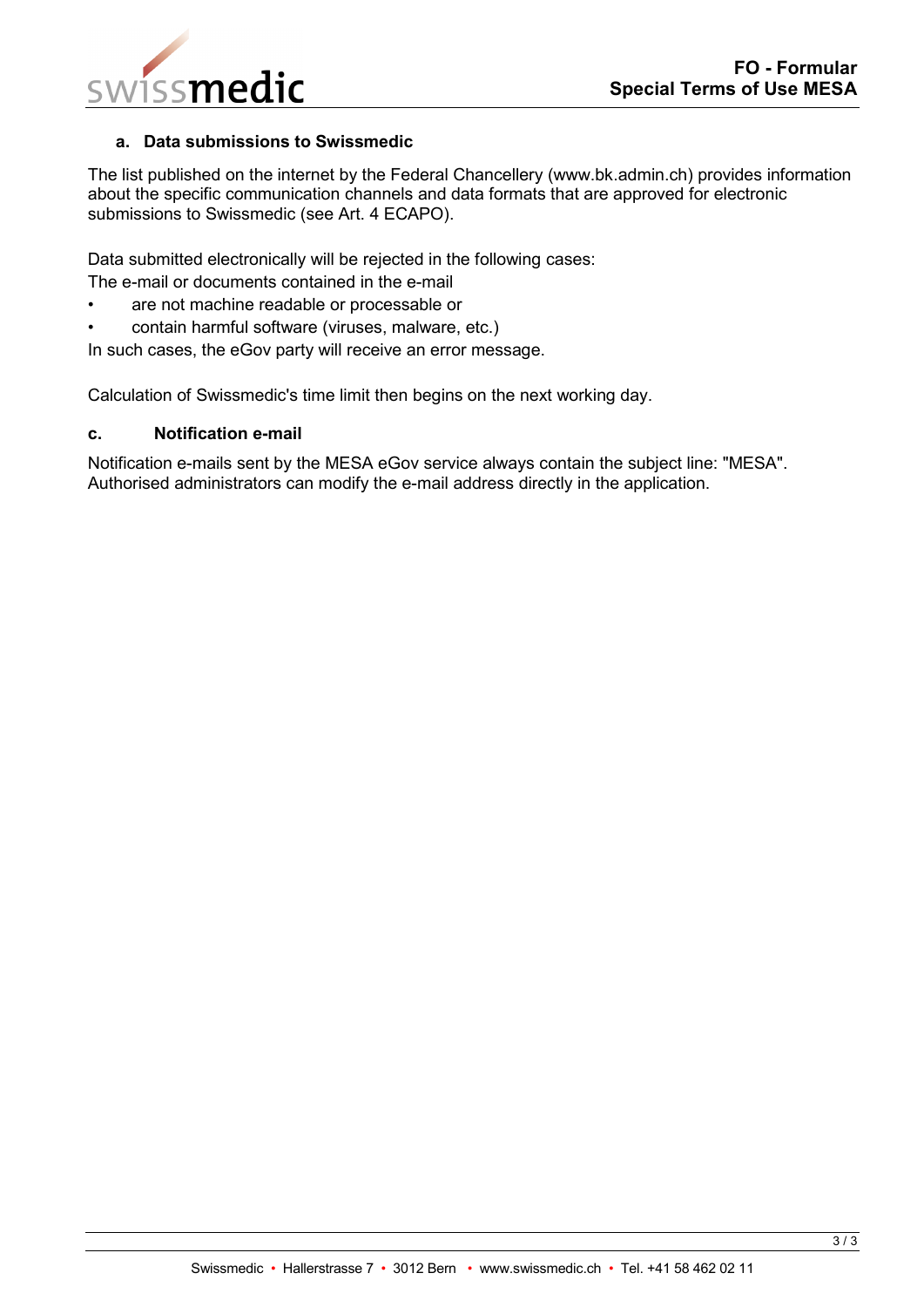### a. Data submissions to Swissmedic

The list published on the internet by the Federal Chancellery (www.bk.admin.ch) provides information about the specific communication channels and data formats that are approved for electronic submissions to Swissmedic (see Art. 4 ECAPO).

Data submitted electronically will be rejected in the following cases:
The e-mail or documents contained in the e-mail

- are not machine readable or processable or
- contain harmful software (viruses, malware, etc.)

In such cases, the eGov party will receive an error message.

Calculation of Swissmedic's time limit then begins on the next working day.

### c. Notification e-mail

Notification e-mails sent by the MESA eGov service always contain the subject line: "MESA". Authorised administrators can modify the e-mail address directly in the application.